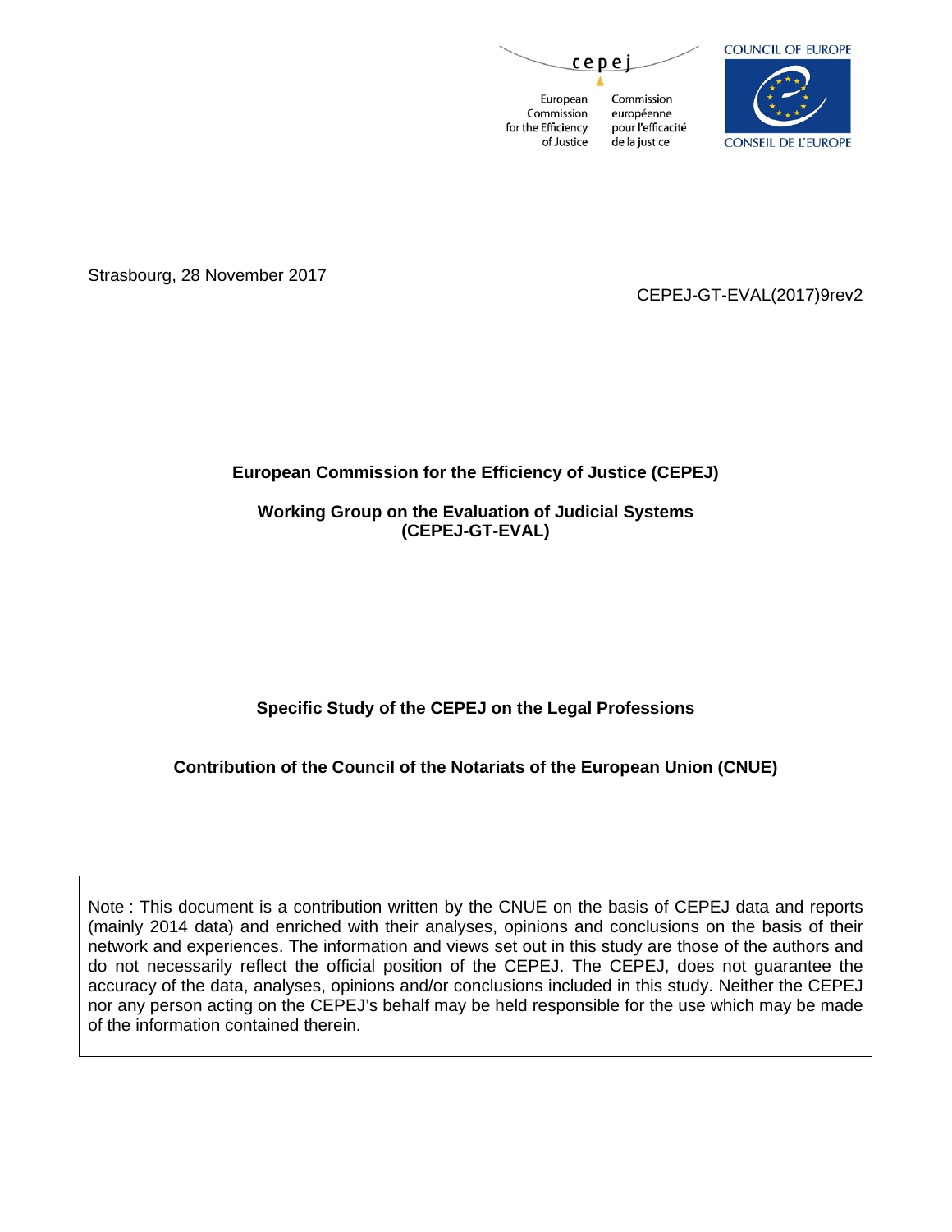cepej

European Commission for the Efficiency of Justice

Commission européenne pour l'efficacité de la justice

COUNCIL OF EUROPE

CONSEIL DE L'EUROPE

Strasbourg, 28 November 2017

CEPEJ-GT-EVAL(2017)9rev2

**European Commission for the Efficiency of Justice (CEPEJ)**

**Working Group on the Evaluation of Judicial Systems (CEPEJ-GT-EVAL)**

# Specific Study of the CEPEJ on the Legal Professions

## Contribution of the Council of the Notariats of the European Union (CNUE)

Note : This document is a contribution written by the CNUE on the basis of CEPEJ data and reports (mainly 2014 data) and enriched with their analyses, opinions and conclusions on the basis of their network and experiences. The information and views set out in this study are those of the authors and do not necessarily reflect the official position of the CEPEJ. The CEPEJ, does not guarantee the accuracy of the data, analyses, opinions and/or conclusions included in this study. Neither the CEPEJ nor any person acting on the CEPEJ's behalf may be held responsible for the use which may be made of the information contained therein.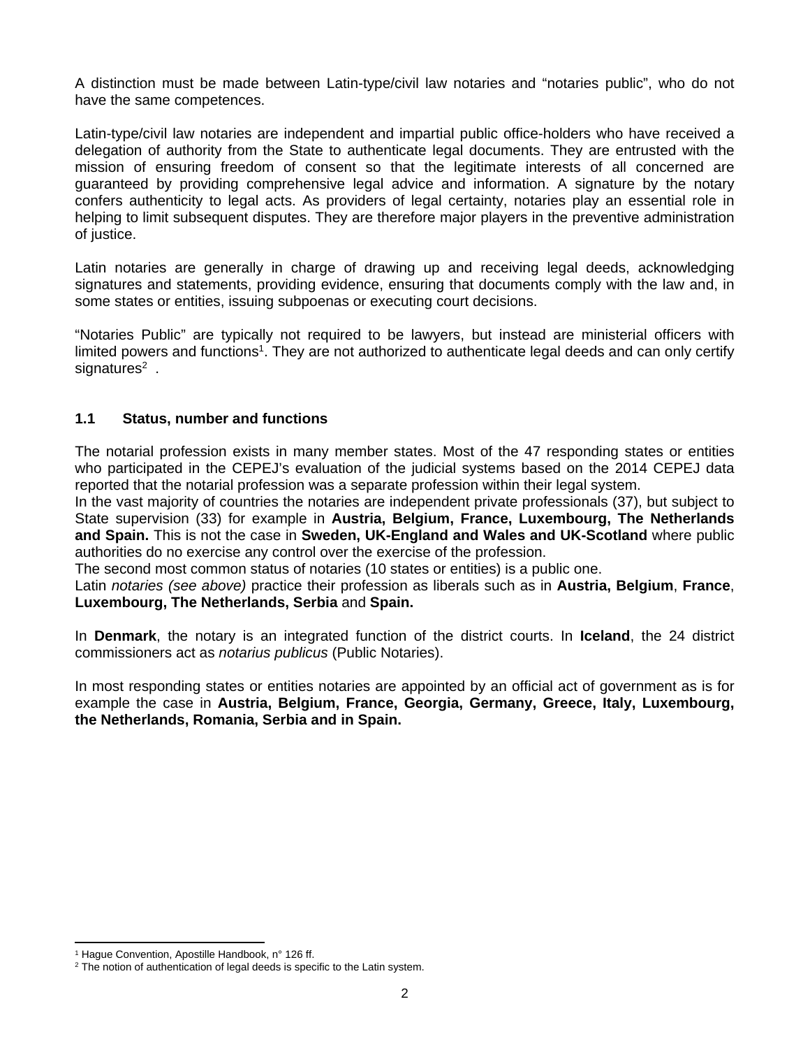A distinction must be made between Latin-type/civil law notaries and “notaries public”, who do not have the same competences.

Latin-type/civil law notaries are independent and impartial public office-holders who have received a delegation of authority from the State to authenticate legal documents. They are entrusted with the mission of ensuring freedom of consent so that the legitimate interests of all concerned are guaranteed by providing comprehensive legal advice and information. A signature by the notary confers authenticity to legal acts. As providers of legal certainty, notaries play an essential role in helping to limit subsequent disputes. They are therefore major players in the preventive administration of justice.

Latin notaries are generally in charge of drawing up and receiving legal deeds, acknowledging signatures and statements, providing evidence, ensuring that documents comply with the law and, in some states or entities, issuing subpoenas or executing court decisions.

“Notaries Public” are typically not required to be lawyers, but instead are ministerial officers with limited powers and functions[1]. They are not authorized to authenticate legal deeds and can only certify signatures[2] .

### 1.1 Status, number and functions

The notarial profession exists in many member states. Most of the 47 responding states or entities who participated in the CEPEJ’s evaluation of the judicial systems based on the 2014 CEPEJ data reported that the notarial profession was a separate profession within their legal system.
In the vast majority of countries the notaries are independent private professionals (37), but subject to State supervision (33) for example in **Austria, Belgium, France, Luxembourg, The Netherlands and Spain.** This is not the case in **Sweden, UK-England and Wales and UK-Scotland** where public authorities do no exercise any control over the exercise of the profession.
The second most common status of notaries (10 states or entities) is a public one.
Latin *notaries (see above)* practice their profession as liberals such as in **Austria, Belgium**, **France**, **Luxembourg, The Netherlands, Serbia** and **Spain.**

In **Denmark**, the notary is an integrated function of the district courts. In **Iceland**, the 24 district commissioners act as *notarius publicus* (Public Notaries).

In most responding states or entities notaries are appointed by an official act of government as is for example the case in **Austria, Belgium, France, Georgia, Germany, Greece, Italy, Luxembourg, the Netherlands, Romania, Serbia and in Spain.**

[1] Hague Convention, Apostille Handbook, n° 126 ff.
[2] The notion of authentication of legal deeds is specific to the Latin system.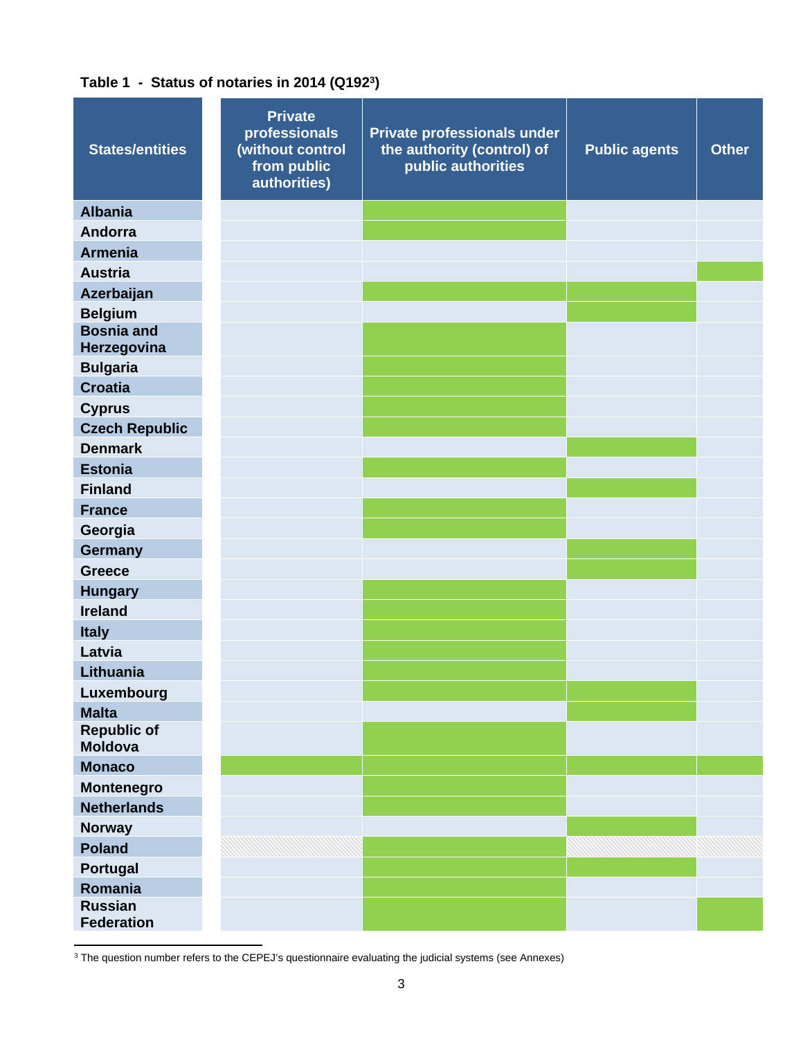**Table 1 - Status of notaries in 2014 (Q192[3])**

| States/entities | Private professionals (without control from public authorities) | Private professionals under the authority (control) of public authorities | Public agents | Other |
|---|---|---|---|---|
| Albania | | X | | |
| Andorra | | X | | |
| Armenia | | | | |
| Austria | | | | X |
| Azerbaijan | | X | X | |
| Belgium | | | X | |
| Bosnia and Herzegovina | | X | | |
| Bulgaria | | X | | |
| Croatia | | X | | |
| Cyprus | | X | | |
| Czech Republic | | X | | |
| Denmark | | | X | |
| Estonia | | X | | |
| Finland | | | X | |
| France | | X | | |
| Georgia | | X | | |
| Germany | | | X | |
| Greece | | | X | |
| Hungary | | X | | |
| Ireland | | X | | |
| Italy | | X | | |
| Latvia | | X | | |
| Lithuania | | X | | |
| Luxembourg | | X | X | |
| Malta | | | X | |
| Republic of Moldova | | X | | |
| Monaco | X | X | X | X |
| Montenegro | | X | | |
| Netherlands | | X | | |
| Norway | | | X | |
| Poland | | X | | |
| Portugal | | X | X | |
| Romania | | X | | |
| Russian Federation | | X | | X |

[3] The question number refers to the CEPEJ's questionnaire evaluating the judicial systems (see Annexes)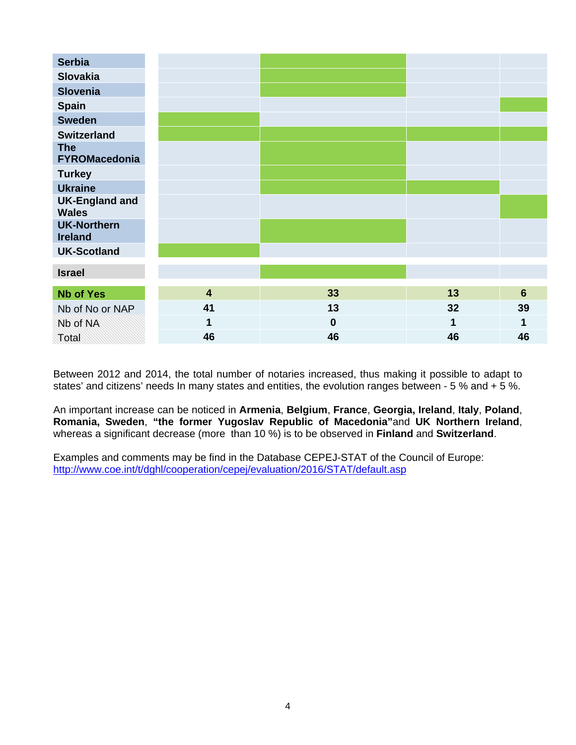| | | | | |
|---|---|---|---|---|
| **Serbia** | | ■ | | |
| **Slovakia** | | ■ | | |
| **Slovenia** | | ■ | | |
| **Spain** | | | | ■ |
| **Sweden** | ■ | | | |
| **Switzerland** | ■ | ■ | ■ | ■ |
| **The FYROMacedonia** | | ■ | | |
| **Turkey** | | ■ | | |
| **Ukraine** | | ■ | ■ | |
| **UK-England and Wales** | | | | ■ |
| **UK-Northern Ireland** | | ■ | | |
| **UK-Scotland** | ■ | | | |
| **Israel** | | ■ | | |
| **Nb of Yes** | **4** | **33** | **13** | **6** |
| Nb of No or NAP | **41** | **13** | **32** | **39** |
| Nb of NA | **1** | **0** | **1** | **1** |
| Total | **46** | **46** | **46** | **46** |

Between 2012 and 2014, the total number of notaries increased, thus making it possible to adapt to states' and citizens' needs In many states and entities, the evolution ranges between - 5 % and + 5 %.

An important increase can be noticed in **Armenia**, **Belgium**, **France**, **Georgia, Ireland**, **Italy**, **Poland**, **Romania, Sweden**, **"the former Yugoslav Republic of Macedonia"**and **UK Northern Ireland**, whereas a significant decrease (more than 10 %) is to be observed in **Finland** and **Switzerland**.

Examples and comments may be find in the Database CEPEJ-STAT of the Council of Europe:
http://www.coe.int/t/dghl/cooperation/cepej/evaluation/2016/STAT/default.asp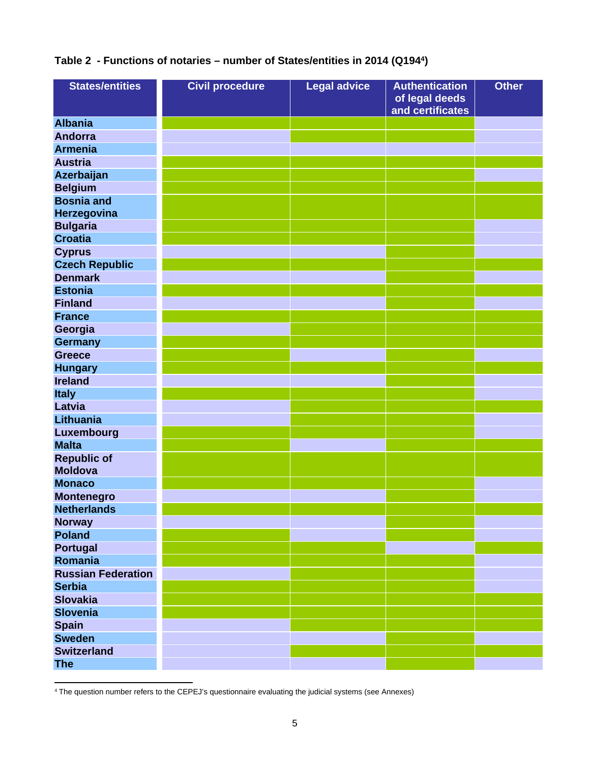**Table 2 - Functions of notaries – number of States/entities in 2014 (Q194[4])**

| States/entities | Civil procedure | Legal advice | Authentication of legal deeds and certificates | Other |
|---|---|---|---|---|
| Albania | X | X | X | |
| Andorra | | X | X | |
| Armenia | | | | |
| Austria | X | X | X | X |
| Azerbaijan | X | X | X | |
| Belgium | X | X | X | X |
| Bosnia and Herzegovina | X | X | X | X |
| Bulgaria | X | X | X | |
| Croatia | X | X | X | |
| Cyprus | | | X | |
| Czech Republic | X | X | X | X |
| Denmark | | | X | |
| Estonia | X | X | X | X |
| Finland | | | X | |
| France | X | X | X | X |
| Georgia | | X | X | X |
| Germany | X | X | X | X |
| Greece | X | | X | |
| Hungary | X | X | X | X |
| Ireland | | | X | |
| Italy | X | X | X | |
| Latvia | | X | X | X |
| Lithuania | | X | X | |
| Luxembourg | X | X | X | |
| Malta | X | | X | X |
| Republic of Moldova | X | X | X | X |
| Monaco | X | X | X | |
| Montenegro | | | X | |
| Netherlands | X | X | X | X |
| Norway | | | X | |
| Poland | X | | X | |
| Portugal | X | X | | X |
| Romania | X | X | X | |
| Russian Federation | | X | X | |
| Serbia | X | X | X | |
| Slovakia | X | X | X | X |
| Slovenia | X | X | X | X |
| Spain | | X | X | X |
| Sweden | | | X | |
| Switzerland | | X | X | X |
| The | | | X | |

[4] The question number refers to the CEPEJ's questionnaire evaluating the judicial systems (see Annexes)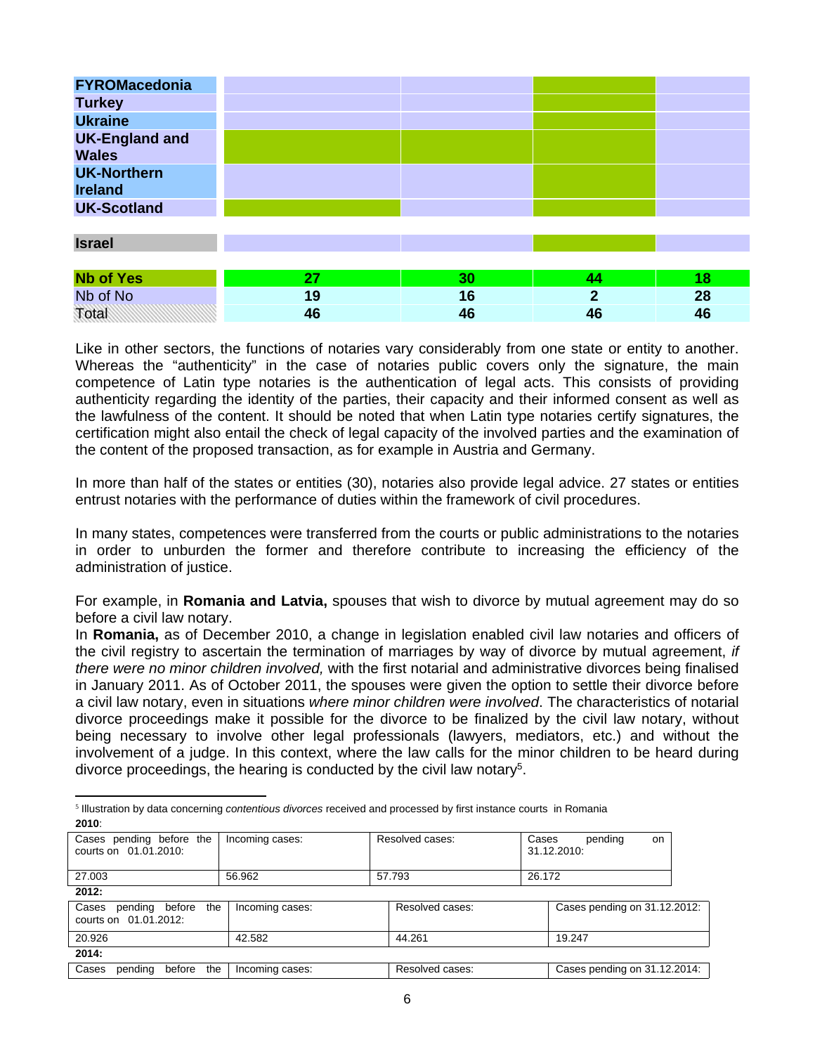| | | | | |
|---|---|---|---|---|
| **FYROMacedonia** | | | | |
| **Turkey** | | | | |
| **Ukraine** | | | | |
| **UK-England and Wales** | | | | |
| **UK-Northern Ireland** | | | | |
| **UK-Scotland** | | | | |
| | | | | |
| **Israel** | | | | |
| | | | | |
| **Nb of Yes** | **27** | **30** | **44** | **18** |
| Nb of No | **19** | **16** | **2** | **28** |
| Total | **46** | **46** | **46** | **46** |

Like in other sectors, the functions of notaries vary considerably from one state or entity to another. Whereas the "authenticity" in the case of notaries public covers only the signature, the main competence of Latin type notaries is the authentication of legal acts. This consists of providing authenticity regarding the identity of the parties, their capacity and their informed consent as well as the lawfulness of the content. It should be noted that when Latin type notaries certify signatures, the certification might also entail the check of legal capacity of the involved parties and the examination of the content of the proposed transaction, as for example in Austria and Germany.

In more than half of the states or entities (30), notaries also provide legal advice. 27 states or entities entrust notaries with the performance of duties within the framework of civil procedures.

In many states, competences were transferred from the courts or public administrations to the notaries in order to unburden the former and therefore contribute to increasing the efficiency of the administration of justice.

For example, in **Romania and Latvia,** spouses that wish to divorce by mutual agreement may do so before a civil law notary.

In **Romania,** as of December 2010, a change in legislation enabled civil law notaries and officers of the civil registry to ascertain the termination of marriages by way of divorce by mutual agreement, *if there were no minor children involved,* with the first notarial and administrative divorces being finalised in January 2011. As of October 2011, the spouses were given the option to settle their divorce before a civil law notary, even in situations *where minor children were involved*. The characteristics of notarial divorce proceedings make it possible for the divorce to be finalized by the civil law notary, without being necessary to involve other legal professionals (lawyers, mediators, etc.) and without the involvement of a judge. In this context, where the law calls for the minor children to be heard during divorce proceedings, the hearing is conducted by the civil law notary[5].

---

[5] Illustration by data concerning *contentious divorces* received and processed by first instance courts in Romania

**2010**:

| Cases pending before the courts on 01.01.2010: | Incoming cases: | Resolved cases: | Cases pending on 31.12.2010: |
|---|---|---|---|
| 27.003 | 56.962 | 57.793 | 26.172 |

**2012:**

| Cases pending before the courts on 01.01.2012: | Incoming cases: | Resolved cases: | Cases pending on 31.12.2012: |
|---|---|---|---|
| 20.926 | 42.582 | 44.261 | 19.247 |

**2014:**

| Cases pending before the | Incoming cases: | Resolved cases: | Cases pending on 31.12.2014: |
|---|---|---|---|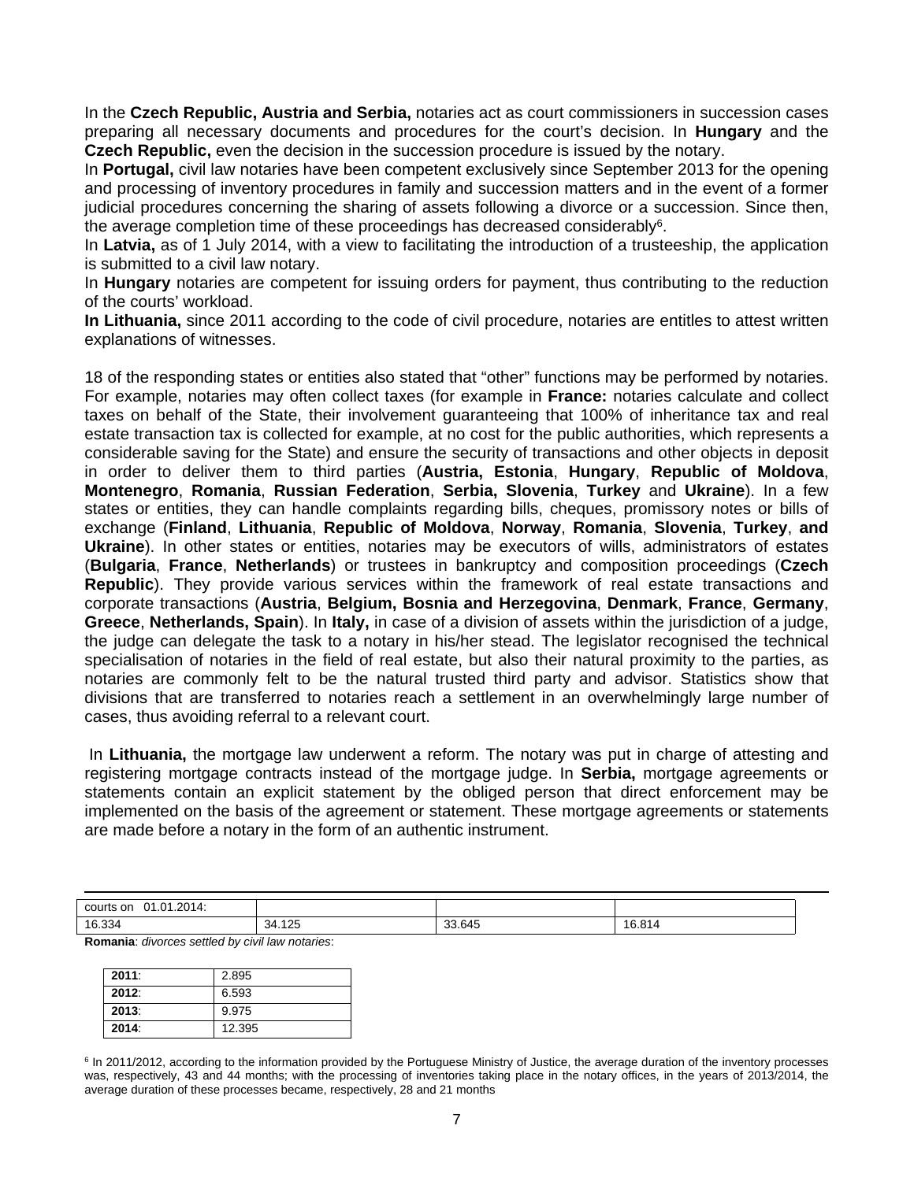In the **Czech Republic, Austria and Serbia,** notaries act as court commissioners in succession cases preparing all necessary documents and procedures for the court's decision. In **Hungary** and the **Czech Republic,** even the decision in the succession procedure is issued by the notary.

In **Portugal,** civil law notaries have been competent exclusively since September 2013 for the opening and processing of inventory procedures in family and succession matters and in the event of a former judicial procedures concerning the sharing of assets following a divorce or a succession. Since then, the average completion time of these proceedings has decreased considerably[6].

In **Latvia,** as of 1 July 2014, with a view to facilitating the introduction of a trusteeship, the application is submitted to a civil law notary.

In **Hungary** notaries are competent for issuing orders for payment, thus contributing to the reduction of the courts' workload.

**In Lithuania,** since 2011 according to the code of civil procedure, notaries are entitles to attest written explanations of witnesses.

18 of the responding states or entities also stated that "other" functions may be performed by notaries. For example, notaries may often collect taxes (for example in **France:** notaries calculate and collect taxes on behalf of the State, their involvement guaranteeing that 100% of inheritance tax and real estate transaction tax is collected for example, at no cost for the public authorities, which represents a considerable saving for the State) and ensure the security of transactions and other objects in deposit in order to deliver them to third parties (**Austria, Estonia**, **Hungary**, **Republic of Moldova**, **Montenegro**, **Romania**, **Russian Federation**, **Serbia, Slovenia**, **Turkey** and **Ukraine**). In a few states or entities, they can handle complaints regarding bills, cheques, promissory notes or bills of exchange (**Finland**, **Lithuania**, **Republic of Moldova**, **Norway**, **Romania**, **Slovenia**, **Turkey**, **and Ukraine**). In other states or entities, notaries may be executors of wills, administrators of estates (**Bulgaria**, **France**, **Netherlands**) or trustees in bankruptcy and composition proceedings (**Czech Republic**). They provide various services within the framework of real estate transactions and corporate transactions (**Austria**, **Belgium, Bosnia and Herzegovina**, **Denmark**, **France**, **Germany**, **Greece**, **Netherlands, Spain**). In **Italy,** in case of a division of assets within the jurisdiction of a judge, the judge can delegate the task to a notary in his/her stead. The legislator recognised the technical specialisation of notaries in the field of real estate, but also their natural proximity to the parties, as notaries are commonly felt to be the natural trusted third party and advisor. Statistics show that divisions that are transferred to notaries reach a settlement in an overwhelmingly large number of cases, thus avoiding referral to a relevant court.

In **Lithuania,** the mortgage law underwent a reform. The notary was put in charge of attesting and registering mortgage contracts instead of the mortgage judge. In **Serbia,** mortgage agreements or statements contain an explicit statement by the obliged person that direct enforcement may be implemented on the basis of the agreement or statement. These mortgage agreements or statements are made before a notary in the form of an authentic instrument.

| courts on 01.01.2014: | | | |
|---|---|---|---|
| 16.334 | 34.125 | 33.645 | 16.814 |

**Romania**: *divorces settled by civil law notaries*:

| **2011**: | 2.895 |
|---|---|
| **2012**: | 6.593 |
| **2013**: | 9.975 |
| **2014**: | 12.395 |

[6] In 2011/2012, according to the information provided by the Portuguese Ministry of Justice, the average duration of the inventory processes was, respectively, 43 and 44 months; with the processing of inventories taking place in the notary offices, in the years of 2013/2014, the average duration of these processes became, respectively, 28 and 21 months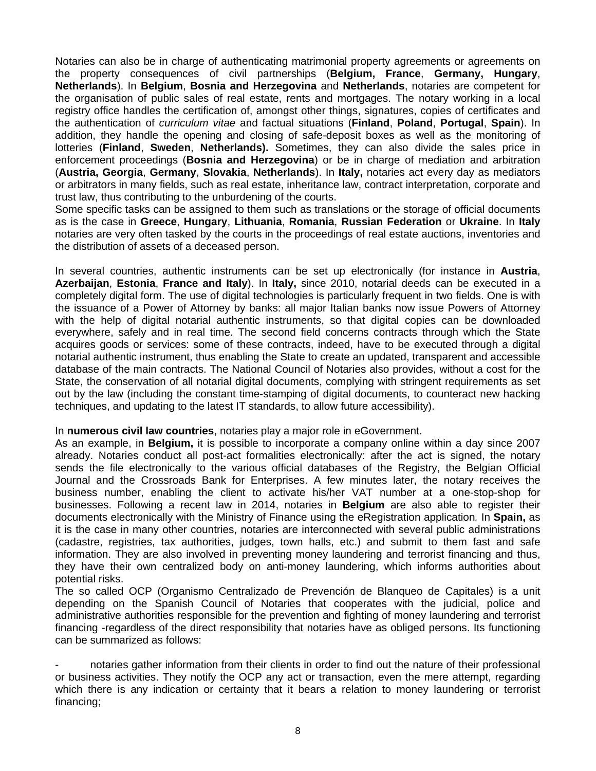Notaries can also be in charge of authenticating matrimonial property agreements or agreements on the property consequences of civil partnerships (**Belgium, France**, **Germany, Hungary**, **Netherlands**). In **Belgium**, **Bosnia and Herzegovina** and **Netherlands**, notaries are competent for the organisation of public sales of real estate, rents and mortgages. The notary working in a local registry office handles the certification of, amongst other things, signatures, copies of certificates and the authentication of *curriculum vitae* and factual situations (**Finland**, **Poland**, **Portugal**, **Spain**). In addition, they handle the opening and closing of safe-deposit boxes as well as the monitoring of lotteries (**Finland**, **Sweden**, **Netherlands).** Sometimes, they can also divide the sales price in enforcement proceedings (**Bosnia and Herzegovina**) or be in charge of mediation and arbitration (**Austria, Georgia**, **Germany**, **Slovakia**, **Netherlands**). In **Italy,** notaries act every day as mediators or arbitrators in many fields, such as real estate, inheritance law, contract interpretation, corporate and trust law, thus contributing to the unburdening of the courts.
Some specific tasks can be assigned to them such as translations or the storage of official documents as is the case in **Greece**, **Hungary**, **Lithuania**, **Romania**, **Russian Federation** or **Ukraine**. In **Italy** notaries are very often tasked by the courts in the proceedings of real estate auctions, inventories and the distribution of assets of a deceased person.

In several countries, authentic instruments can be set up electronically (for instance in **Austria**, **Azerbaijan**, **Estonia**, **France and Italy**). In **Italy,** since 2010, notarial deeds can be executed in a completely digital form. The use of digital technologies is particularly frequent in two fields. One is with the issuance of a Power of Attorney by banks: all major Italian banks now issue Powers of Attorney with the help of digital notarial authentic instruments, so that digital copies can be downloaded everywhere, safely and in real time. The second field concerns contracts through which the State acquires goods or services: some of these contracts, indeed, have to be executed through a digital notarial authentic instrument, thus enabling the State to create an updated, transparent and accessible database of the main contracts. The National Council of Notaries also provides, without a cost for the State, the conservation of all notarial digital documents, complying with stringent requirements as set out by the law (including the constant time-stamping of digital documents, to counteract new hacking techniques, and updating to the latest IT standards, to allow future accessibility).

In **numerous civil law countries**, notaries play a major role in eGovernment.
As an example, in **Belgium,** it is possible to incorporate a company online within a day since 2007 already. Notaries conduct all post-act formalities electronically: after the act is signed, the notary sends the file electronically to the various official databases of the Registry, the Belgian Official Journal and the Crossroads Bank for Enterprises. A few minutes later, the notary receives the business number, enabling the client to activate his/her VAT number at a one-stop-shop for businesses. Following a recent law in 2014, notaries in **Belgium** are also able to register their documents electronically with the Ministry of Finance using the eRegistration application*.* In **Spain,** as it is the case in many other countries, notaries are interconnected with several public administrations (cadastre, registries, tax authorities, judges, town halls, etc.) and submit to them fast and safe information. They are also involved in preventing money laundering and terrorist financing and thus, they have their own centralized body on anti-money laundering, which informs authorities about potential risks.
The so called OCP (Organismo Centralizado de Prevención de Blanqueo de Capitales) is a unit depending on the Spanish Council of Notaries that cooperates with the judicial, police and administrative authorities responsible for the prevention and fighting of money laundering and terrorist financing -regardless of the direct responsibility that notaries have as obliged persons. Its functioning can be summarized as follows:

- notaries gather information from their clients in order to find out the nature of their professional or business activities. They notify the OCP any act or transaction, even the mere attempt, regarding which there is any indication or certainty that it bears a relation to money laundering or terrorist financing;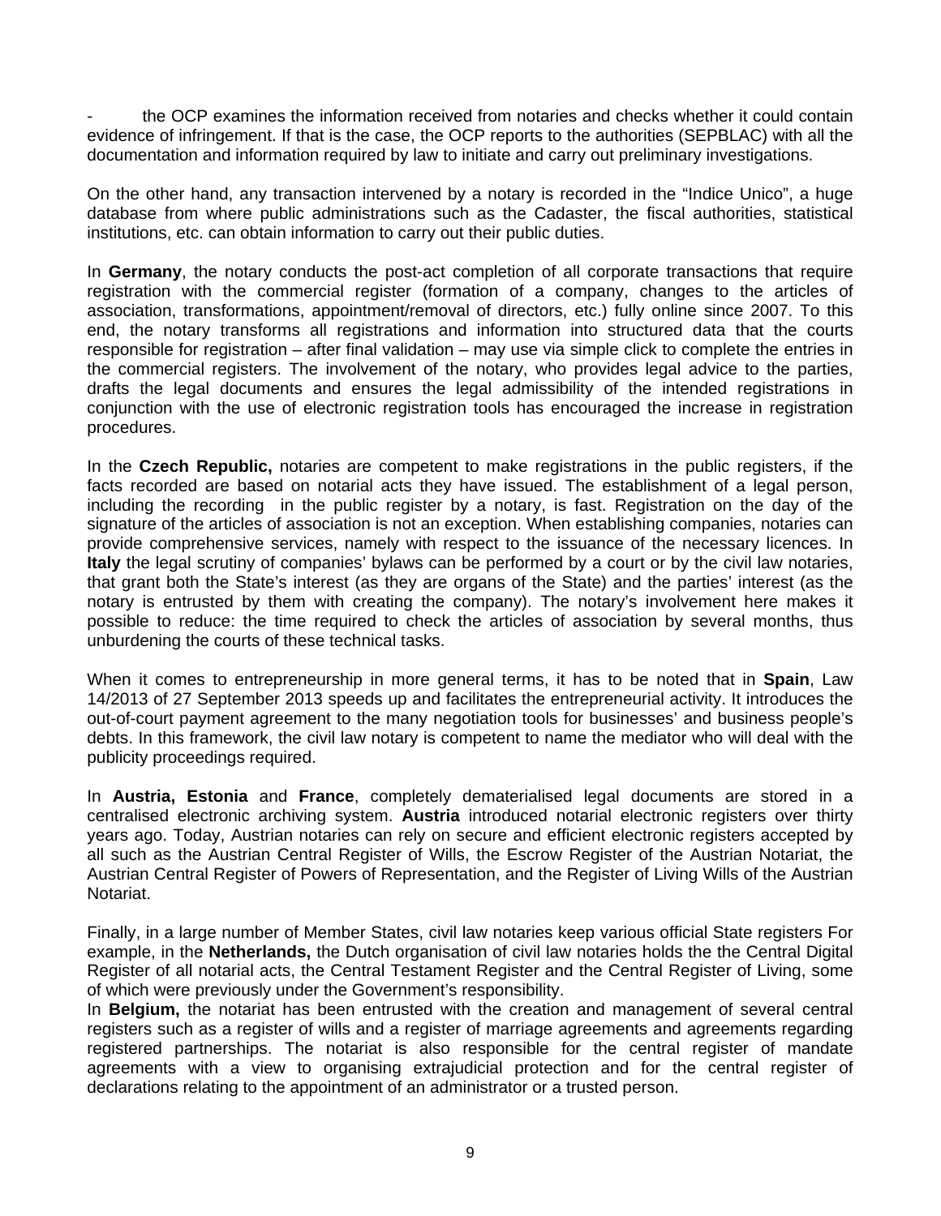- the OCP examines the information received from notaries and checks whether it could contain evidence of infringement. If that is the case, the OCP reports to the authorities (SEPBLAC) with all the documentation and information required by law to initiate and carry out preliminary investigations.

On the other hand, any transaction intervened by a notary is recorded in the "Indice Unico", a huge database from where public administrations such as the Cadaster, the fiscal authorities, statistical institutions, etc. can obtain information to carry out their public duties.

In **Germany**, the notary conducts the post-act completion of all corporate transactions that require registration with the commercial register (formation of a company, changes to the articles of association, transformations, appointment/removal of directors, etc.) fully online since 2007. To this end, the notary transforms all registrations and information into structured data that the courts responsible for registration – after final validation – may use via simple click to complete the entries in the commercial registers. The involvement of the notary, who provides legal advice to the parties, drafts the legal documents and ensures the legal admissibility of the intended registrations in conjunction with the use of electronic registration tools has encouraged the increase in registration procedures.

In the **Czech Republic,** notaries are competent to make registrations in the public registers, if the facts recorded are based on notarial acts they have issued. The establishment of a legal person, including the recording in the public register by a notary, is fast. Registration on the day of the signature of the articles of association is not an exception. When establishing companies, notaries can provide comprehensive services, namely with respect to the issuance of the necessary licences. In **Italy** the legal scrutiny of companies' bylaws can be performed by a court or by the civil law notaries, that grant both the State's interest (as they are organs of the State) and the parties' interest (as the notary is entrusted by them with creating the company). The notary's involvement here makes it possible to reduce: the time required to check the articles of association by several months, thus unburdening the courts of these technical tasks.

When it comes to entrepreneurship in more general terms, it has to be noted that in **Spain**, Law 14/2013 of 27 September 2013 speeds up and facilitates the entrepreneurial activity. It introduces the out-of-court payment agreement to the many negotiation tools for businesses' and business people's debts. In this framework, the civil law notary is competent to name the mediator who will deal with the publicity proceedings required.

In **Austria, Estonia** and **France**, completely dematerialised legal documents are stored in a centralised electronic archiving system. **Austria** introduced notarial electronic registers over thirty years ago. Today, Austrian notaries can rely on secure and efficient electronic registers accepted by all such as the Austrian Central Register of Wills, the Escrow Register of the Austrian Notariat, the Austrian Central Register of Powers of Representation, and the Register of Living Wills of the Austrian Notariat.

Finally, in a large number of Member States, civil law notaries keep various official State registers For example, in the **Netherlands,** the Dutch organisation of civil law notaries holds the the Central Digital Register of all notarial acts, the Central Testament Register and the Central Register of Living, some of which were previously under the Government's responsibility.

In **Belgium,** the notariat has been entrusted with the creation and management of several central registers such as a register of wills and a register of marriage agreements and agreements regarding registered partnerships. The notariat is also responsible for the central register of mandate agreements with a view to organising extrajudicial protection and for the central register of declarations relating to the appointment of an administrator or a trusted person.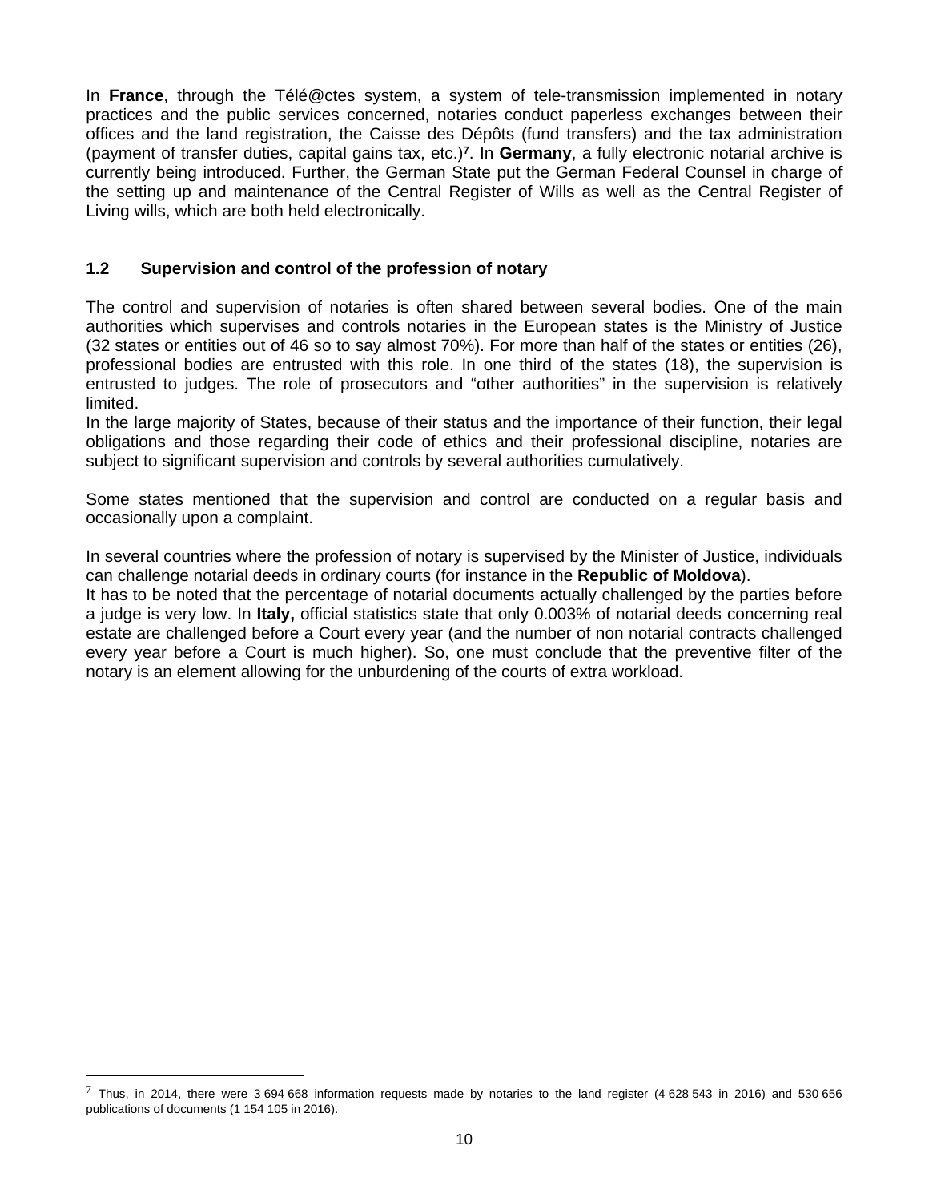In **France**, through the Télé@ctes system, a system of tele-transmission implemented in notary practices and the public services concerned, notaries conduct paperless exchanges between their offices and the land registration, the Caisse des Dépôts (fund transfers) and the tax administration (payment of transfer duties, capital gains tax, etc.)[7]. In **Germany**, a fully electronic notarial archive is currently being introduced. Further, the German State put the German Federal Counsel in charge of the setting up and maintenance of the Central Register of Wills as well as the Central Register of Living wills, which are both held electronically.

## 1.2 Supervision and control of the profession of notary

The control and supervision of notaries is often shared between several bodies. One of the main authorities which supervises and controls notaries in the European states is the Ministry of Justice (32 states or entities out of 46 so to say almost 70%). For more than half of the states or entities (26), professional bodies are entrusted with this role. In one third of the states (18), the supervision is entrusted to judges. The role of prosecutors and "other authorities" in the supervision is relatively limited.
In the large majority of States, because of their status and the importance of their function, their legal obligations and those regarding their code of ethics and their professional discipline, notaries are subject to significant supervision and controls by several authorities cumulatively.

Some states mentioned that the supervision and control are conducted on a regular basis and occasionally upon a complaint.

In several countries where the profession of notary is supervised by the Minister of Justice, individuals can challenge notarial deeds in ordinary courts (for instance in the **Republic of Moldova**).
It has to be noted that the percentage of notarial documents actually challenged by the parties before a judge is very low. In **Italy,** official statistics state that only 0.003% of notarial deeds concerning real estate are challenged before a Court every year (and the number of non notarial contracts challenged every year before a Court is much higher). So, one must conclude that the preventive filter of the notary is an element allowing for the unburdening of the courts of extra workload.

---

[7] Thus, in 2014, there were 3 694 668 information requests made by notaries to the land register (4 628 543 in 2016) and 530 656 publications of documents (1 154 105 in 2016).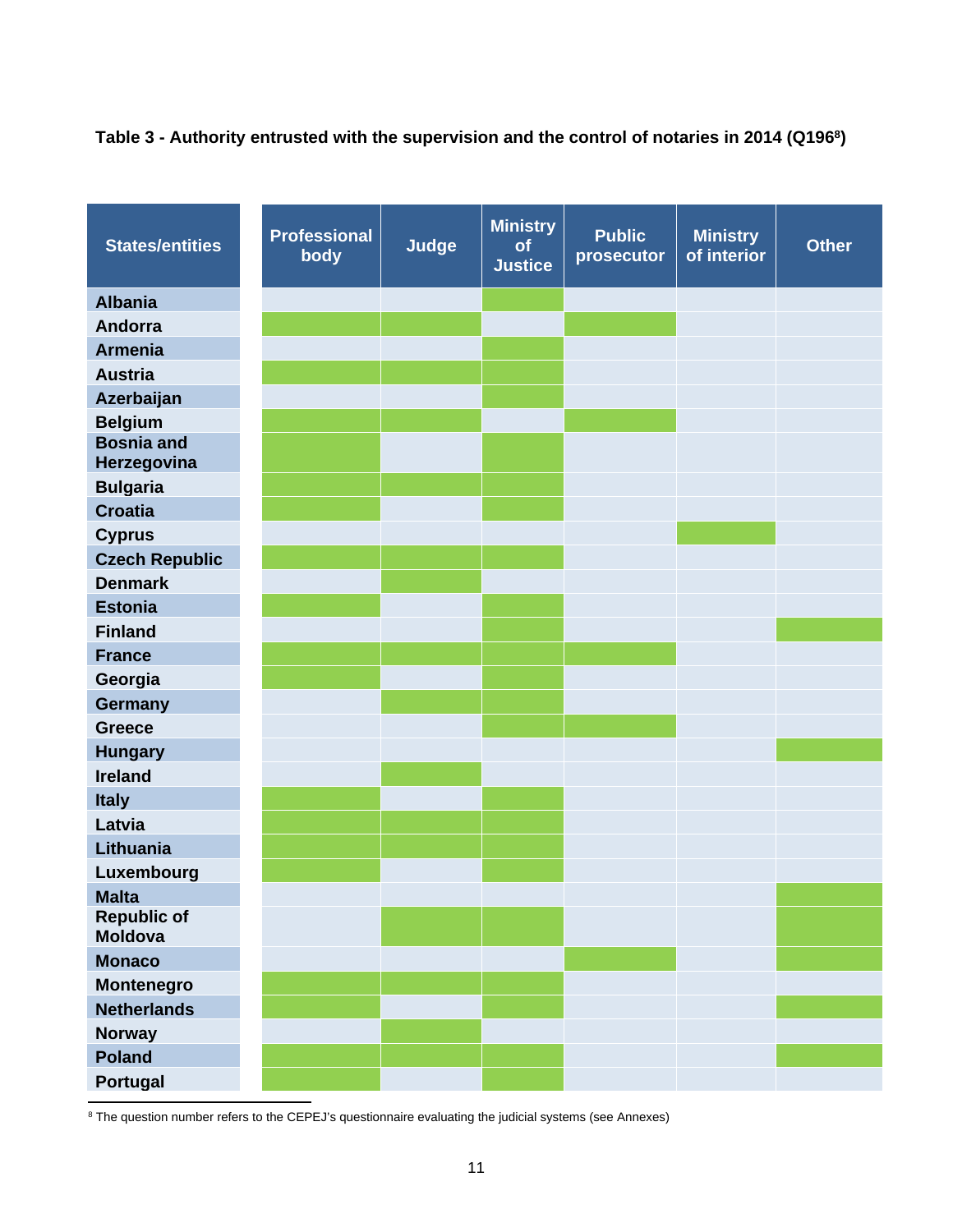**Table 3 - Authority entrusted with the supervision and the control of notaries in 2014 (Q196[8])**

| States/entities | Professional body | Judge | Ministry of Justice | Public prosecutor | Ministry of interior | Other |
|---|---|---|---|---|---|---|
| Albania | | | ■ | | | |
| Andorra | ■ | ■ | | ■ | | |
| Armenia | | | ■ | | | |
| Austria | ■ | ■ | ■ | | | |
| Azerbaijan | | | ■ | | | |
| Belgium | ■ | ■ | | ■ | | |
| Bosnia and Herzegovina | ■ | | ■ | | | |
| Bulgaria | ■ | ■ | ■ | | | |
| Croatia | ■ | | ■ | | | |
| Cyprus | | | | | ■ | |
| Czech Republic | ■ | ■ | ■ | | | |
| Denmark | | ■ | | | | |
| Estonia | ■ | | ■ | | | |
| Finland | | | ■ | | | ■ |
| France | ■ | ■ | ■ | ■ | | |
| Georgia | ■ | | ■ | | | |
| Germany | | ■ | ■ | | | |
| Greece | | | ■ | ■ | | |
| Hungary | | | | | | ■ |
| Ireland | | ■ | | | | |
| Italy | ■ | | ■ | | | |
| Latvia | ■ | ■ | ■ | | | |
| Lithuania | ■ | ■ | ■ | | | |
| Luxembourg | ■ | | ■ | | | |
| Malta | | | | | | ■ |
| Republic of Moldova | | ■ | ■ | | | ■ |
| Monaco | | | | ■ | | ■ |
| Montenegro | ■ | ■ | ■ | | | |
| Netherlands | ■ | | ■ | | | ■ |
| Norway | | ■ | | | | |
| Poland | ■ | ■ | ■ | | | ■ |
| Portugal | ■ | | ■ | | | |

[8] The question number refers to the CEPEJ's questionnaire evaluating the judicial systems (see Annexes)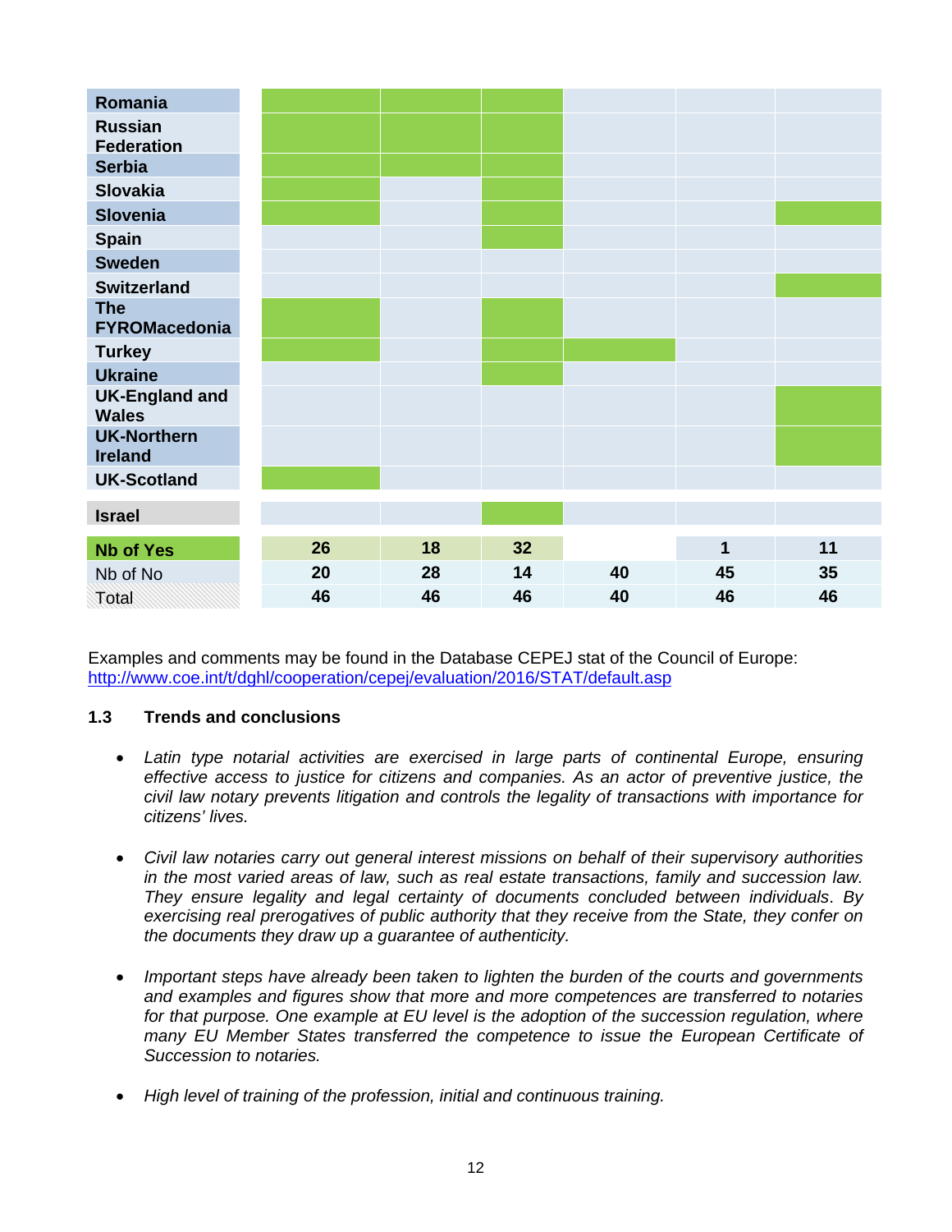| | | | | | | |
|---|---|---|---|---|---|---|
| **Romania** | Yes | Yes | Yes | | | |
| **Russian Federation** | Yes | Yes | Yes | | | |
| **Serbia** | Yes | Yes | Yes | | | |
| **Slovakia** | Yes | | Yes | | | |
| **Slovenia** | Yes | | Yes | | | Yes |
| **Spain** | | | Yes | | | |
| **Sweden** | | | | | | |
| **Switzerland** | | | | | | Yes |
| **The FYROMacedonia** | Yes | | Yes | | | |
| **Turkey** | Yes | | Yes | Yes | | |
| **Ukraine** | | | Yes | | | |
| **UK-England and Wales** | | | | | | Yes |
| **UK-Northern Ireland** | | | | | | Yes |
| **UK-Scotland** | Yes | | | | | |
| **Israel** | | | Yes | | | |
| **Nb of Yes** | **26** | **18** | **32** | | **1** | **11** |
| Nb of No | **20** | **28** | **14** | **40** | **45** | **35** |
| Total | **46** | **46** | **46** | **40** | **46** | **46** |

Examples and comments may be found in the Database CEPEJ stat of the Council of Europe: http://www.coe.int/t/dghl/cooperation/cepej/evaluation/2016/STAT/default.asp

### 1.3 Trends and conclusions

- *Latin type notarial activities are exercised in large parts of continental Europe, ensuring effective access to justice for citizens and companies. As an actor of preventive justice, the civil law notary prevents litigation and controls the legality of transactions with importance for citizens' lives.*

- *Civil law notaries carry out general interest missions on behalf of their supervisory authorities in the most varied areas of law, such as real estate transactions, family and succession law. They ensure legality and legal certainty of documents concluded between individuals. By exercising real prerogatives of public authority that they receive from the State, they confer on the documents they draw up a guarantee of authenticity.*

- *Important steps have already been taken to lighten the burden of the courts and governments and examples and figures show that more and more competences are transferred to notaries for that purpose. One example at EU level is the adoption of the succession regulation, where many EU Member States transferred the competence to issue the European Certificate of Succession to notaries.*

- *High level of training of the profession, initial and continuous training.*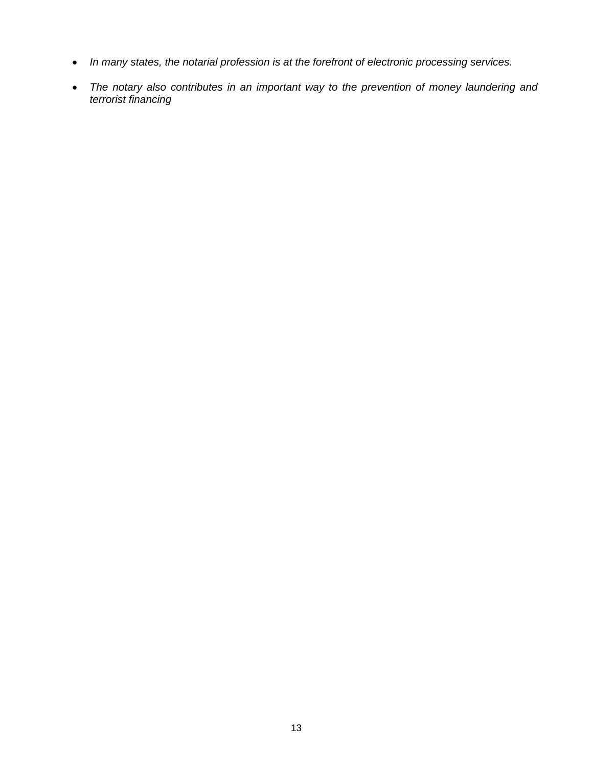- *In many states, the notarial profession is at the forefront of electronic processing services.*

- *The notary also contributes in an important way to the prevention of money laundering and terrorist financing*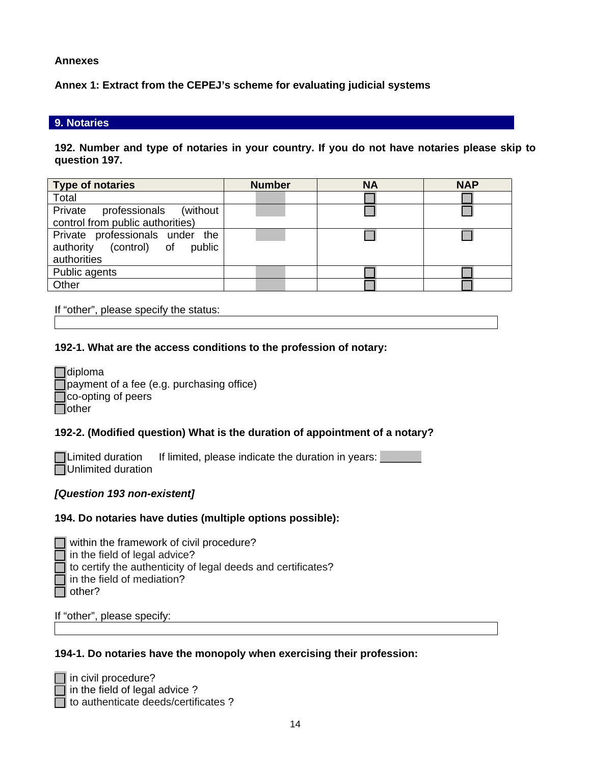**Annexes**

**Annex 1: Extract from the CEPEJ's scheme for evaluating judicial systems**

## 9. Notaries

**192. Number and type of notaries in your country. If you do not have notaries please skip to question 197.**

| Type of notaries | Number | NA | NAP |
|---|---|---|---|
| Total | | ☐ | ☐ |
| Private professionals (without control from public authorities) | | ☐ | ☐ |
| Private professionals under the authority (control) of public authorities | | ☐ | ☐ |
| Public agents | | ☐ | ☐ |
| Other | | ☐ | ☐ |

If "other", please specify the status:

**192-1. What are the access conditions to the profession of notary:**

☐ diploma
☐ payment of a fee (e.g. purchasing office)
☐ co-opting of peers
☐ other

**192-2. (Modified question) What is the duration of appointment of a notary?**

☐ Limited duration   If limited, please indicate the duration in years: ________
☐ Unlimited duration

***[Question 193 non-existent]***

**194. Do notaries have duties (multiple options possible):**

☐ within the framework of civil procedure?
☐ in the field of legal advice?
☐ to certify the authenticity of legal deeds and certificates?
☐ in the field of mediation?
☐ other?

If "other", please specify:

**194-1. Do notaries have the monopoly when exercising their profession:**

☐ in civil procedure?
☐ in the field of legal advice ?
☐ to authenticate deeds/certificates ?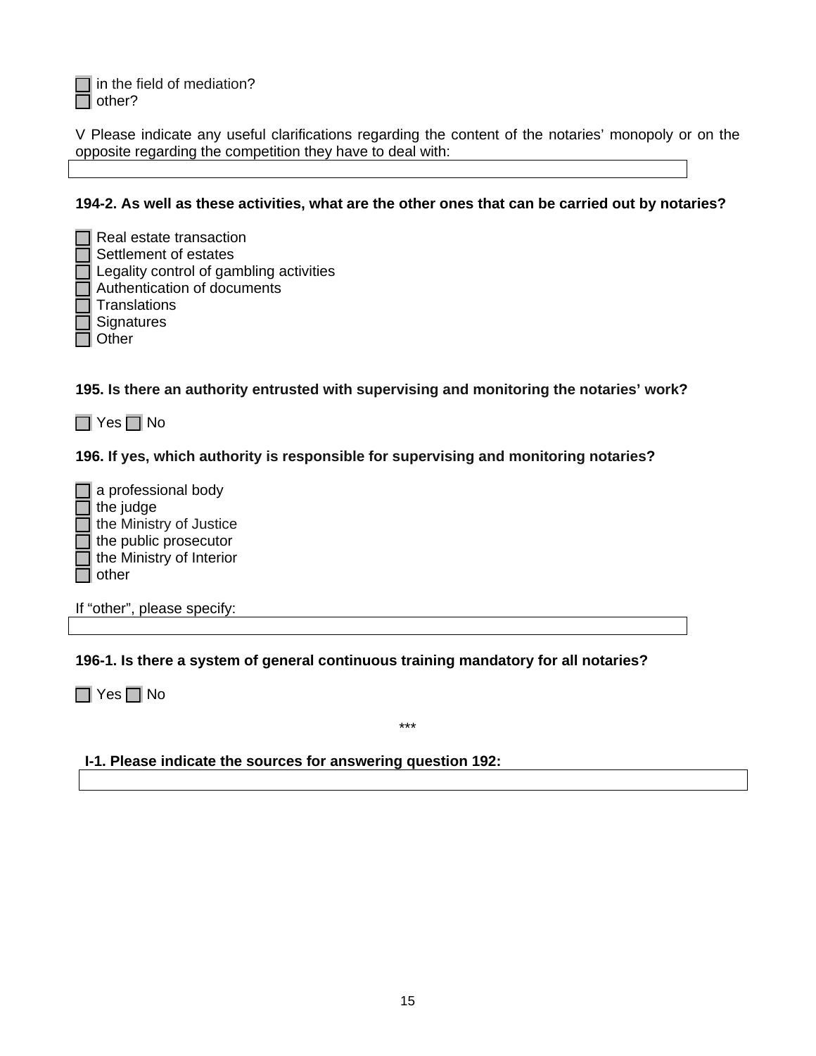☐ in the field of mediation?
☐ other?

V Please indicate any useful clarifications regarding the content of the notaries' monopoly or on the opposite regarding the competition they have to deal with:

**194-2. As well as these activities, what are the other ones that can be carried out by notaries?**

☐ Real estate transaction
☐ Settlement of estates
☐ Legality control of gambling activities
☐ Authentication of documents
☐ Translations
☐ Signatures
☐ Other

**195. Is there an authority entrusted with supervising and monitoring the notaries' work?**

☐ Yes ☐ No

**196. If yes, which authority is responsible for supervising and monitoring notaries?**

☐ a professional body
☐ the judge
☐ the Ministry of Justice
☐ the public prosecutor
☐ the Ministry of Interior
☐ other

If "other", please specify:

**196-1. Is there a system of general continuous training mandatory for all notaries?**

☐ Yes ☐ No

\*\*\*

**I-1. Please indicate the sources for answering question 192:**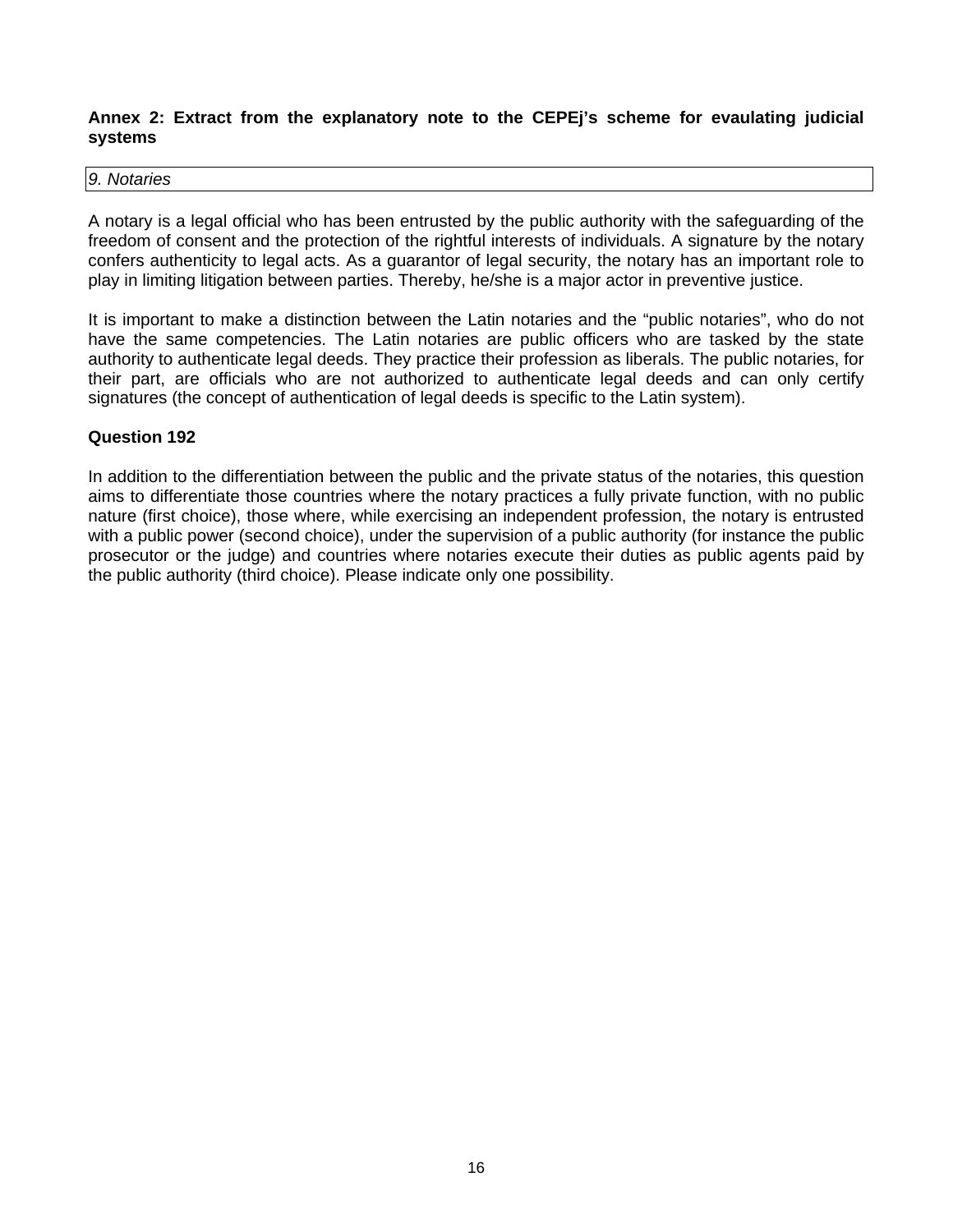**Annex 2: Extract from the explanatory note to the CEPEj's scheme for evaulating judicial systems**

*9. Notaries*

A notary is a legal official who has been entrusted by the public authority with the safeguarding of the freedom of consent and the protection of the rightful interests of individuals. A signature by the notary confers authenticity to legal acts. As a guarantor of legal security, the notary has an important role to play in limiting litigation between parties. Thereby, he/she is a major actor in preventive justice.

It is important to make a distinction between the Latin notaries and the "public notaries", who do not have the same competencies. The Latin notaries are public officers who are tasked by the state authority to authenticate legal deeds. They practice their profession as liberals. The public notaries, for their part, are officials who are not authorized to authenticate legal deeds and can only certify signatures (the concept of authentication of legal deeds is specific to the Latin system).

**Question 192**

In addition to the differentiation between the public and the private status of the notaries, this question aims to differentiate those countries where the notary practices a fully private function, with no public nature (first choice), those where, while exercising an independent profession, the notary is entrusted with a public power (second choice), under the supervision of a public authority (for instance the public prosecutor or the judge) and countries where notaries execute their duties as public agents paid by the public authority (third choice). Please indicate only one possibility.